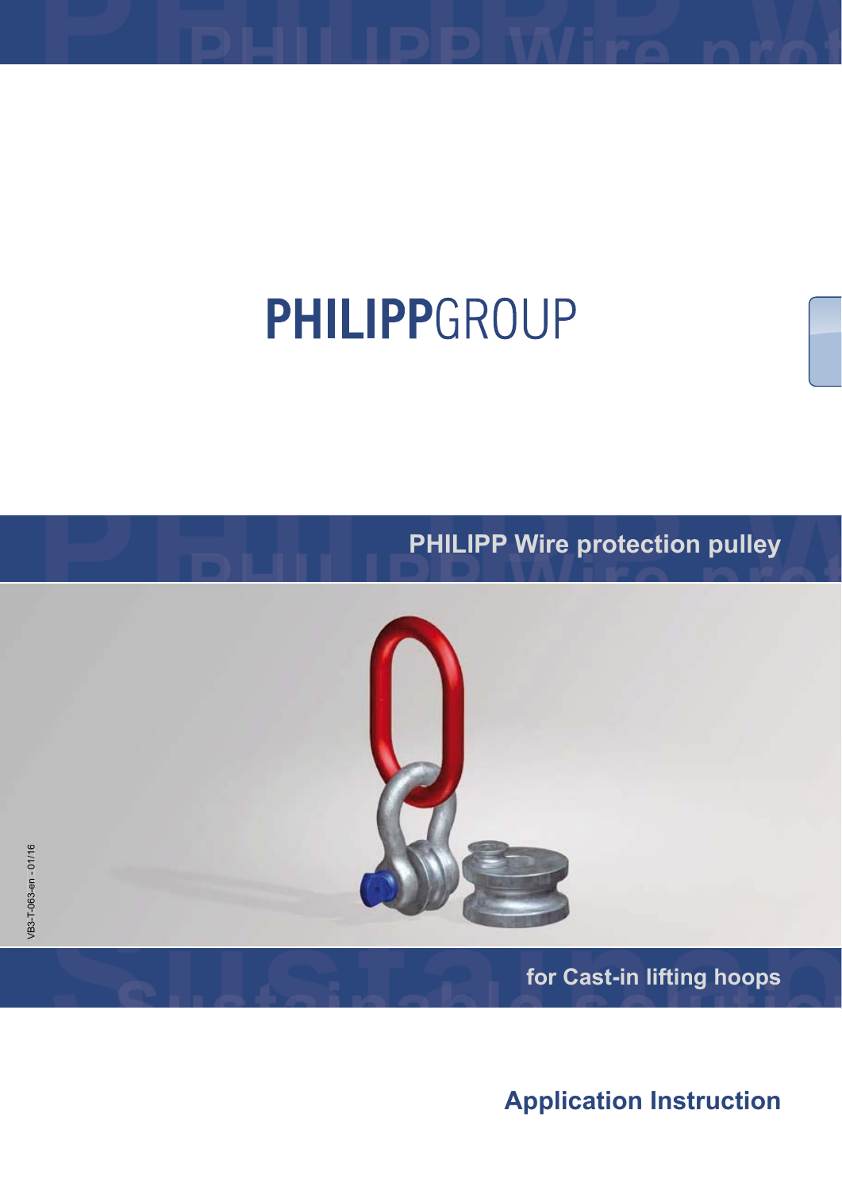# PHILIPPGROUP

## PHILIPP Wire protection pulley

for Cast-in lifting hoops

VB3-T-063-en - 01/16

**Application Instruction**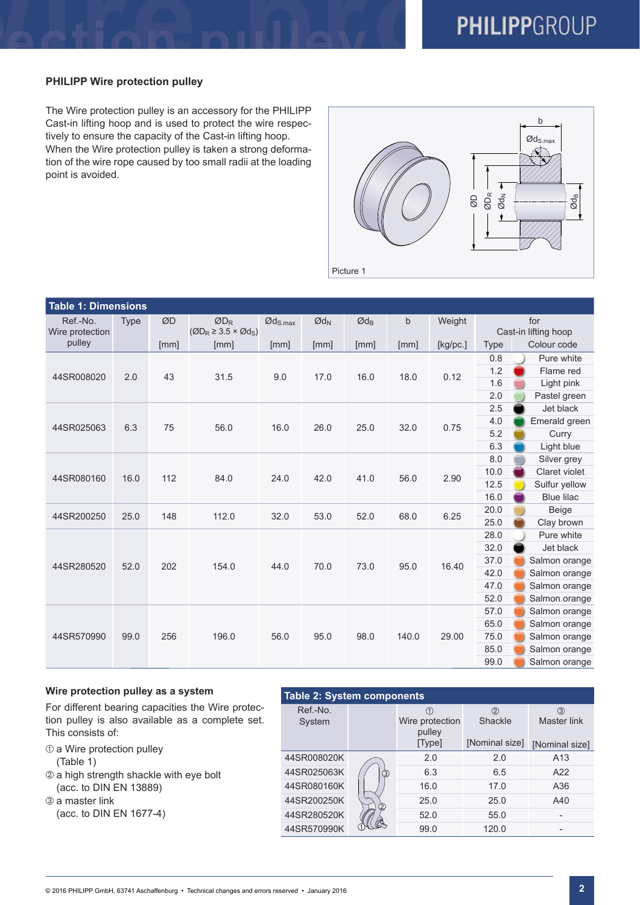## PHILIPP Wire protection pulley

The Wire protection pulley is an accessory for the PHILIPP Cast-in lifting hoop and is used to protect the wire respectively to ensure the capacity of the Cast-in lifting hoop. When the Wire protection pulley is taken a strong deformation of the wire rope caused by too small radii at the loading point is avoided.

Picture 1

**Table 1: Dimensions**

| Ref.-No. Wire protection pulley | Type | ØD [mm] | $ØD_R$ ($ØD_R \geq 3.5 \times Ød_S$) [mm] | $Ød_{S.max}$ [mm] | $Ød_N$ [mm] | $Ød_B$ [mm] | b [mm] | Weight [kg/pc.] | for Cast-in lifting hoop Type | Colour code |
|---|---|---|---|---|---|---|---|---|---|---|
| 44SR008020 | 2.0 | 43 | 31.5 | 9.0 | 17.0 | 16.0 | 18.0 | 0.12 | 0.8 | Pure white |
| | | | | | | | | | 1.2 | Flame red |
| | | | | | | | | | 1.6 | Light pink |
| | | | | | | | | | 2.0 | Pastel green |
| 44SR025063 | 6.3 | 75 | 56.0 | 16.0 | 26.0 | 25.0 | 32.0 | 0.75 | 2.5 | Jet black |
| | | | | | | | | | 4.0 | Emerald green |
| | | | | | | | | | 5.2 | Curry |
| | | | | | | | | | 6.3 | Light blue |
| 44SR080160 | 16.0 | 112 | 84.0 | 24.0 | 42.0 | 41.0 | 56.0 | 2.90 | 8.0 | Silver grey |
| | | | | | | | | | 10.0 | Claret violet |
| | | | | | | | | | 12.5 | Sulfur yellow |
| | | | | | | | | | 16.0 | Blue lilac |
| 44SR200250 | 25.0 | 148 | 112.0 | 32.0 | 53.0 | 52.0 | 68.0 | 6.25 | 20.0 | Beige |
| | | | | | | | | | 25.0 | Clay brown |
| 44SR280520 | 52.0 | 202 | 154.0 | 44.0 | 70.0 | 73.0 | 95.0 | 16.40 | 28.0 | Pure white |
| | | | | | | | | | 32.0 | Jet black |
| | | | | | | | | | 37.0 | Salmon orange |
| | | | | | | | | | 42.0 | Salmon orange |
| | | | | | | | | | 47.0 | Salmon orange |
| | | | | | | | | | 52.0 | Salmon orange |
| 44SR570990 | 99.0 | 256 | 196.0 | 56.0 | 95.0 | 98.0 | 140.0 | 29.00 | 57.0 | Salmon orange |
| | | | | | | | | | 65.0 | Salmon orange |
| | | | | | | | | | 75.0 | Salmon orange |
| | | | | | | | | | 85.0 | Salmon orange |
| | | | | | | | | | 99.0 | Salmon orange |

### Wire protection pulley as a system

For different bearing capacities the Wire protection pulley is also available as a complete set. This consists of:

① a Wire protection pulley (Table 1)
② a high strength shackle with eye bolt (acc. to DIN EN 13889)
③ a master link (acc. to DIN EN 1677-4)

**Table 2: System components**

| Ref.-No. System | ① Wire protection pulley [Type] | ② Shackle [Nominal size] | ③ Master link [Nominal size] |
|---|---|---|---|
| 44SR008020K | 2.0 | 2.0 | A13 |
| 44SR025063K | 6.3 | 6.5 | A22 |
| 44SR080160K | 16.0 | 17.0 | A36 |
| 44SR200250K | 25.0 | 25.0 | A40 |
| 44SR280520K | 52.0 | 55.0 | - |
| 44SR570990K | 99.0 | 120.0 | - |

© 2016 PHILIPP GmbH, 63741 Aschaffenburg • Technical changes and errors reserved • January 2016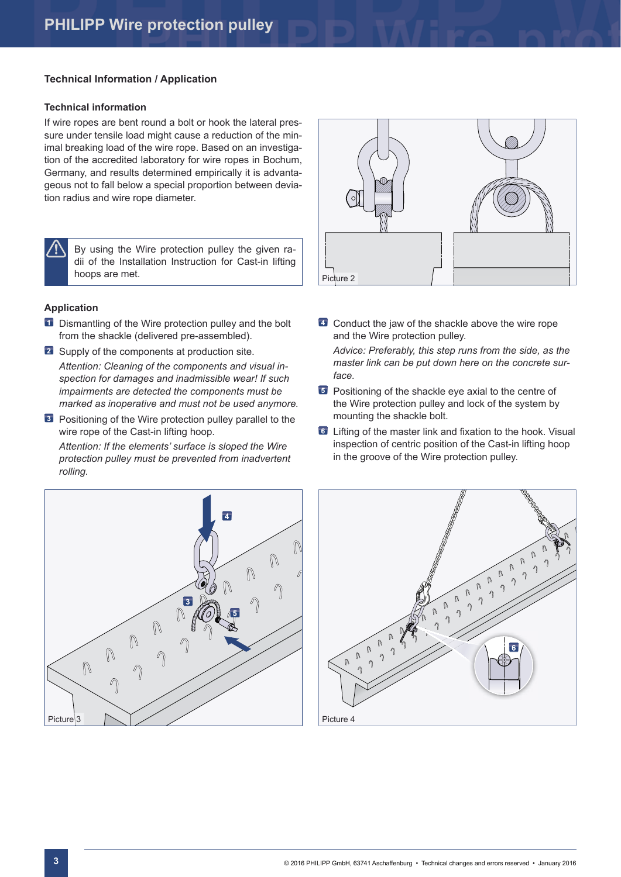### Technical Information / Application

#### Technical information

If wire ropes are bent round a bolt or hook the lateral pressure under tensile load might cause a reduction of the minimal breaking load of the wire rope. Based on an investigation of the accredited laboratory for wire ropes in Bochum, Germany, and results determined empirically it is advantageous not to fall below a special proportion between deviation radius and wire rope diameter.

By using the Wire protection pulley the given radii of the Installation Instruction for Cast-in lifting hoops are met.

Picture 2

#### Application

1. Dismantling of the Wire protection pulley and the bolt from the shackle (delivered pre-assembled).
2. Supply of the components at production site.
   *Attention: Cleaning of the components and visual inspection for damages and inadmissible wear! If such impairments are detected the components must be marked as inoperative and must not be used anymore.*
3. Positioning of the Wire protection pulley parallel to the wire rope of the Cast-in lifting hoop.
   *Attention: If the elements' surface is sloped the Wire protection pulley must be prevented from inadvertent rolling.*
4. Conduct the jaw of the shackle above the wire rope and the Wire protection pulley.
   *Advice: Preferably, this step runs from the side, as the master link can be put down here on the concrete surface.*
5. Positioning of the shackle eye axial to the centre of the Wire protection pulley and lock of the system by mounting the shackle bolt.
6. Lifting of the master link and fixation to the hook. Visual inspection of centric position of the Cast-in lifting hoop in the groove of the Wire protection pulley.

Picture 3

Picture 4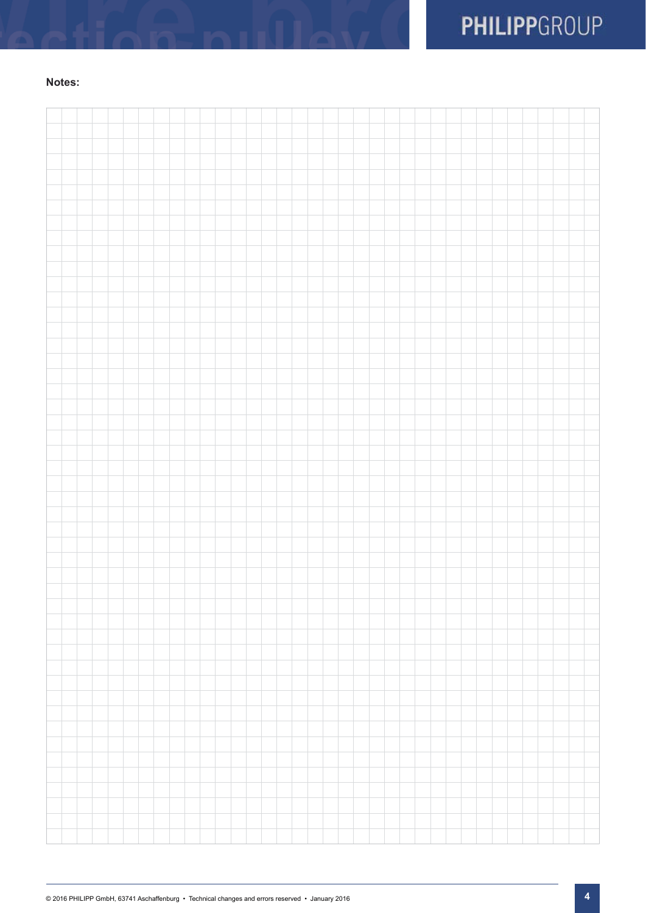**Notes:**